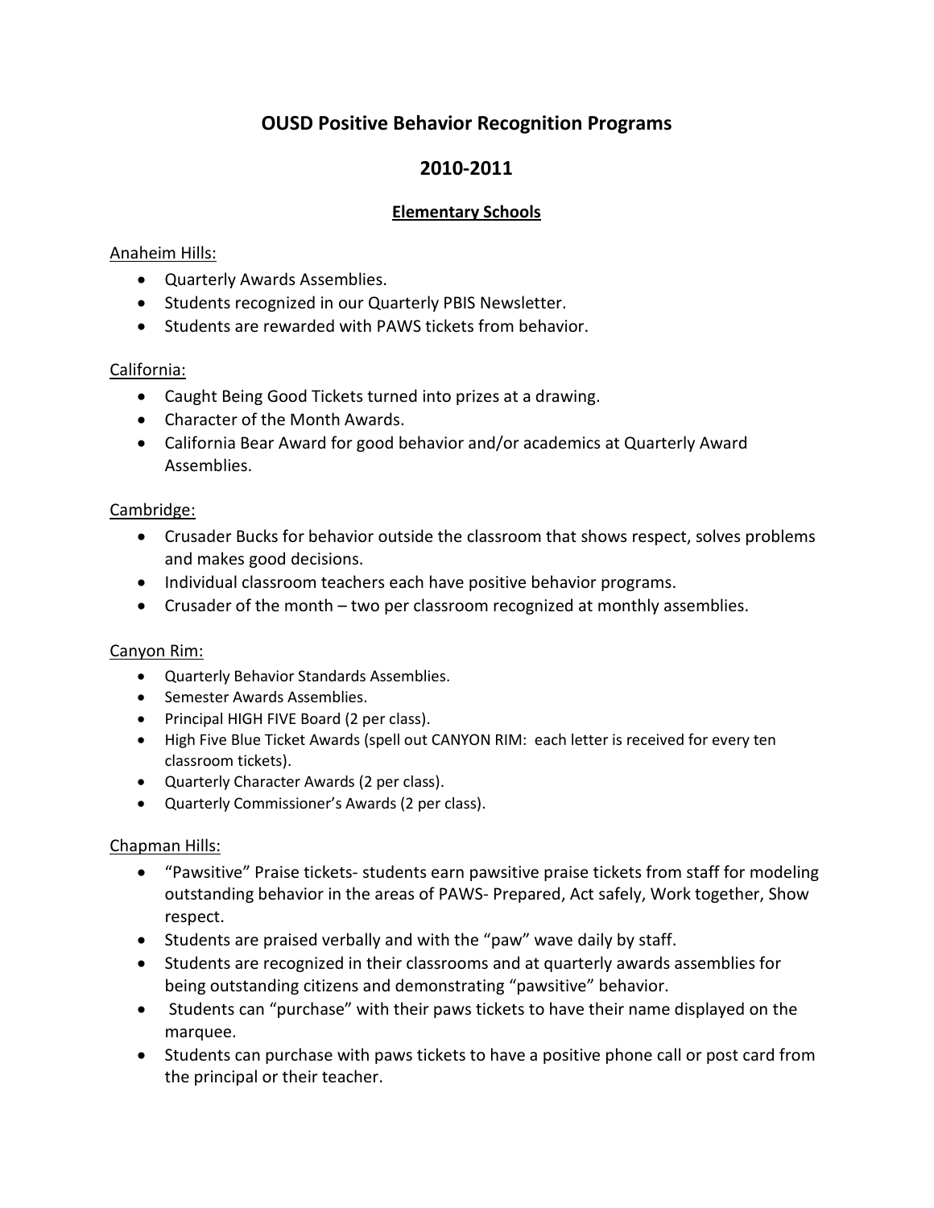# OUSD Positive Behavior Recognition Programs

# 2010-2011

## Elementary Schools

Anaheim Hills:

- Quarterly Awards Assemblies.
- Students recognized in our Quarterly PBIS Newsletter.
- Students are rewarded with PAWS tickets from behavior.

California:

- Caught Being Good Tickets turned into prizes at a drawing.
- Character of the Month Awards.
- California Bear Award for good behavior and/or academics at Quarterly Award Assemblies.

Cambridge:

- Crusader Bucks for behavior outside the classroom that shows respect, solves problems and makes good decisions.
- Individual classroom teachers each have positive behavior programs.
- Crusader of the month – two per classroom recognized at monthly assemblies.

Canyon Rim:

- Quarterly Behavior Standards Assemblies.
- Semester Awards Assemblies.
- Principal HIGH FIVE Board (2 per class).
- High Five Blue Ticket Awards (spell out CANYON RIM: each letter is received for every ten classroom tickets).
- Quarterly Character Awards (2 per class).
- Quarterly Commissioner's Awards (2 per class).

Chapman Hills:

- "Pawsitive" Praise tickets- students earn pawsitive praise tickets from staff for modeling outstanding behavior in the areas of PAWS- Prepared, Act safely, Work together, Show respect.
- Students are praised verbally and with the "paw" wave daily by staff.
- Students are recognized in their classrooms and at quarterly awards assemblies for being outstanding citizens and demonstrating "pawsitive" behavior.
- Students can "purchase" with their paws tickets to have their name displayed on the marquee.
- Students can purchase with paws tickets to have a positive phone call or post card from the principal or their teacher.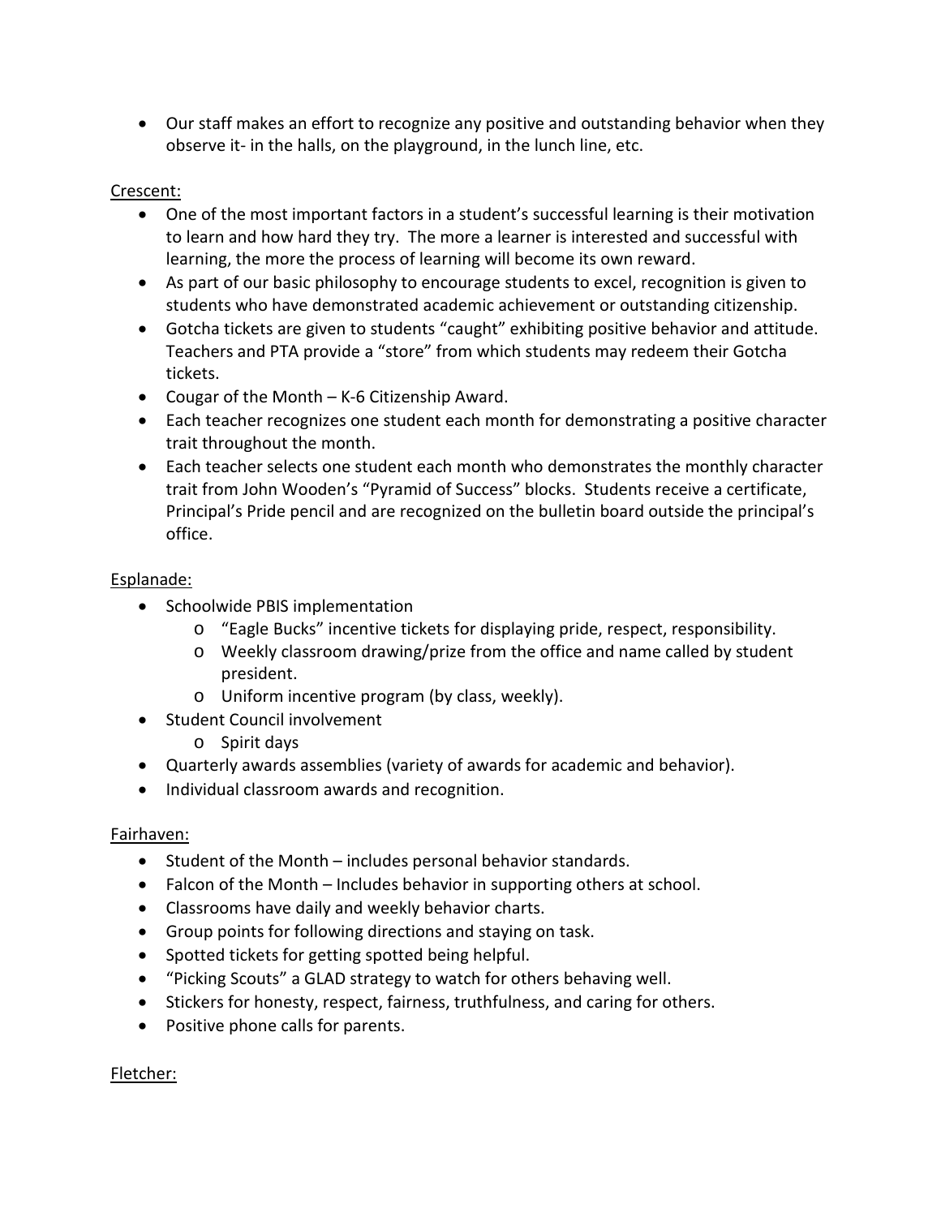- Our staff makes an effort to recognize any positive and outstanding behavior when they observe it- in the halls, on the playground, in the lunch line, etc.

<u>Crescent:</u>

- One of the most important factors in a student's successful learning is their motivation to learn and how hard they try. The more a learner is interested and successful with learning, the more the process of learning will become its own reward.
- As part of our basic philosophy to encourage students to excel, recognition is given to students who have demonstrated academic achievement or outstanding citizenship.
- Gotcha tickets are given to students "caught" exhibiting positive behavior and attitude. Teachers and PTA provide a "store" from which students may redeem their Gotcha tickets.
- Cougar of the Month – K-6 Citizenship Award.
- Each teacher recognizes one student each month for demonstrating a positive character trait throughout the month.
- Each teacher selects one student each month who demonstrates the monthly character trait from John Wooden's "Pyramid of Success" blocks. Students receive a certificate, Principal's Pride pencil and are recognized on the bulletin board outside the principal's office.

<u>Esplanade:</u>

- Schoolwide PBIS implementation
  - "Eagle Bucks" incentive tickets for displaying pride, respect, responsibility.
  - Weekly classroom drawing/prize from the office and name called by student president.
  - Uniform incentive program (by class, weekly).
- Student Council involvement
  - Spirit days
- Quarterly awards assemblies (variety of awards for academic and behavior).
- Individual classroom awards and recognition.

<u>Fairhaven:</u>

- Student of the Month – includes personal behavior standards.
- Falcon of the Month – Includes behavior in supporting others at school.
- Classrooms have daily and weekly behavior charts.
- Group points for following directions and staying on task.
- Spotted tickets for getting spotted being helpful.
- "Picking Scouts" a GLAD strategy to watch for others behaving well.
- Stickers for honesty, respect, fairness, truthfulness, and caring for others.
- Positive phone calls for parents.

<u>Fletcher:</u>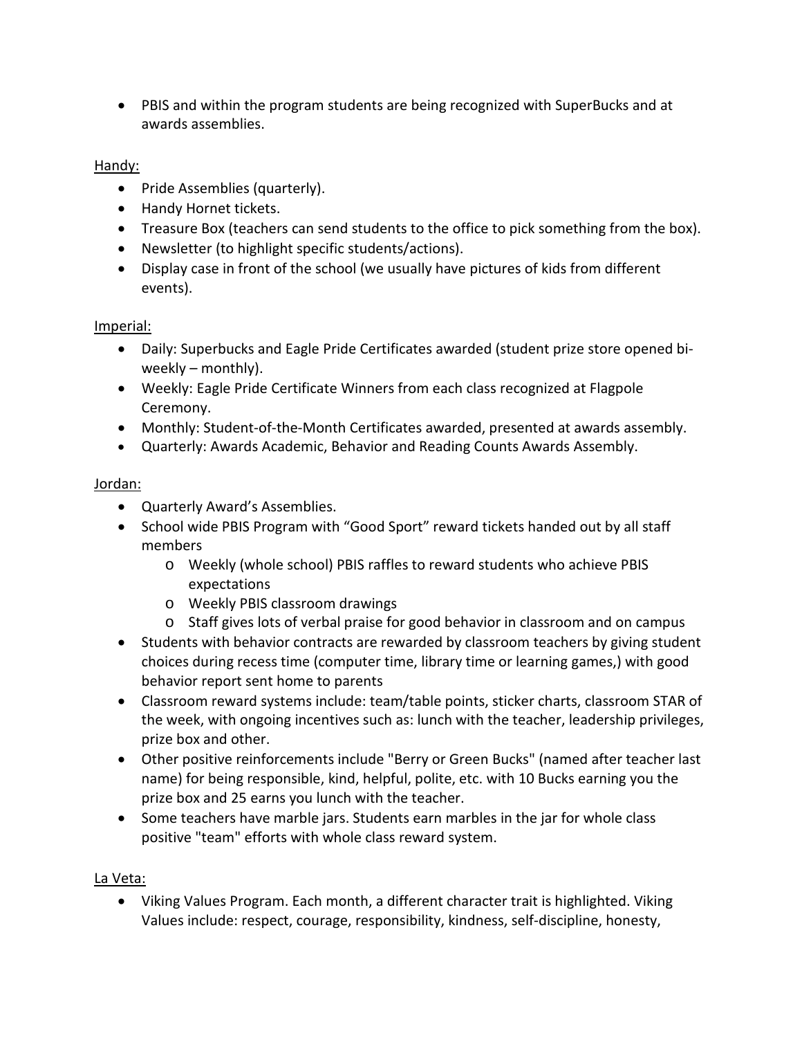- PBIS and within the program students are being recognized with SuperBucks and at awards assemblies.

Handy:

- Pride Assemblies (quarterly).
- Handy Hornet tickets.
- Treasure Box (teachers can send students to the office to pick something from the box).
- Newsletter (to highlight specific students/actions).
- Display case in front of the school (we usually have pictures of kids from different events).

Imperial:

- Daily: Superbucks and Eagle Pride Certificates awarded (student prize store opened bi-weekly – monthly).
- Weekly: Eagle Pride Certificate Winners from each class recognized at Flagpole Ceremony.
- Monthly: Student-of-the-Month Certificates awarded, presented at awards assembly.
- Quarterly: Awards Academic, Behavior and Reading Counts Awards Assembly.

Jordan:

- Quarterly Award's Assemblies.
- School wide PBIS Program with "Good Sport" reward tickets handed out by all staff members
  - Weekly (whole school) PBIS raffles to reward students who achieve PBIS expectations
  - Weekly PBIS classroom drawings
  - Staff gives lots of verbal praise for good behavior in classroom and on campus
- Students with behavior contracts are rewarded by classroom teachers by giving student choices during recess time (computer time, library time or learning games,) with good behavior report sent home to parents
- Classroom reward systems include: team/table points, sticker charts, classroom STAR of the week, with ongoing incentives such as: lunch with the teacher, leadership privileges, prize box and other.
- Other positive reinforcements include "Berry or Green Bucks" (named after teacher last name) for being responsible, kind, helpful, polite, etc. with 10 Bucks earning you the prize box and 25 earns you lunch with the teacher.
- Some teachers have marble jars. Students earn marbles in the jar for whole class positive "team" efforts with whole class reward system.

La Veta:

- Viking Values Program. Each month, a different character trait is highlighted. Viking Values include: respect, courage, responsibility, kindness, self-discipline, honesty,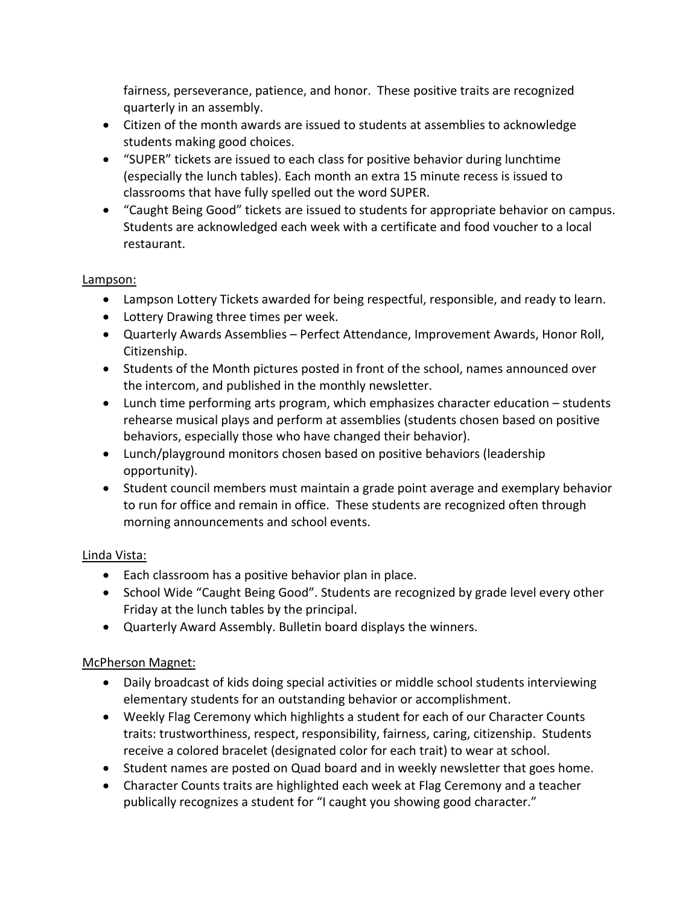fairness, perseverance, patience, and honor. These positive traits are recognized quarterly in an assembly.

- Citizen of the month awards are issued to students at assemblies to acknowledge students making good choices.
- "SUPER" tickets are issued to each class for positive behavior during lunchtime (especially the lunch tables). Each month an extra 15 minute recess is issued to classrooms that have fully spelled out the word SUPER.
- "Caught Being Good" tickets are issued to students for appropriate behavior on campus. Students are acknowledged each week with a certificate and food voucher to a local restaurant.

Lampson:

- Lampson Lottery Tickets awarded for being respectful, responsible, and ready to learn.
- Lottery Drawing three times per week.
- Quarterly Awards Assemblies – Perfect Attendance, Improvement Awards, Honor Roll, Citizenship.
- Students of the Month pictures posted in front of the school, names announced over the intercom, and published in the monthly newsletter.
- Lunch time performing arts program, which emphasizes character education – students rehearse musical plays and perform at assemblies (students chosen based on positive behaviors, especially those who have changed their behavior).
- Lunch/playground monitors chosen based on positive behaviors (leadership opportunity).
- Student council members must maintain a grade point average and exemplary behavior to run for office and remain in office. These students are recognized often through morning announcements and school events.

Linda Vista:

- Each classroom has a positive behavior plan in place.
- School Wide "Caught Being Good". Students are recognized by grade level every other Friday at the lunch tables by the principal.
- Quarterly Award Assembly. Bulletin board displays the winners.

McPherson Magnet:

- Daily broadcast of kids doing special activities or middle school students interviewing elementary students for an outstanding behavior or accomplishment.
- Weekly Flag Ceremony which highlights a student for each of our Character Counts traits: trustworthiness, respect, responsibility, fairness, caring, citizenship. Students receive a colored bracelet (designated color for each trait) to wear at school.
- Student names are posted on Quad board and in weekly newsletter that goes home.
- Character Counts traits are highlighted each week at Flag Ceremony and a teacher publically recognizes a student for "I caught you showing good character."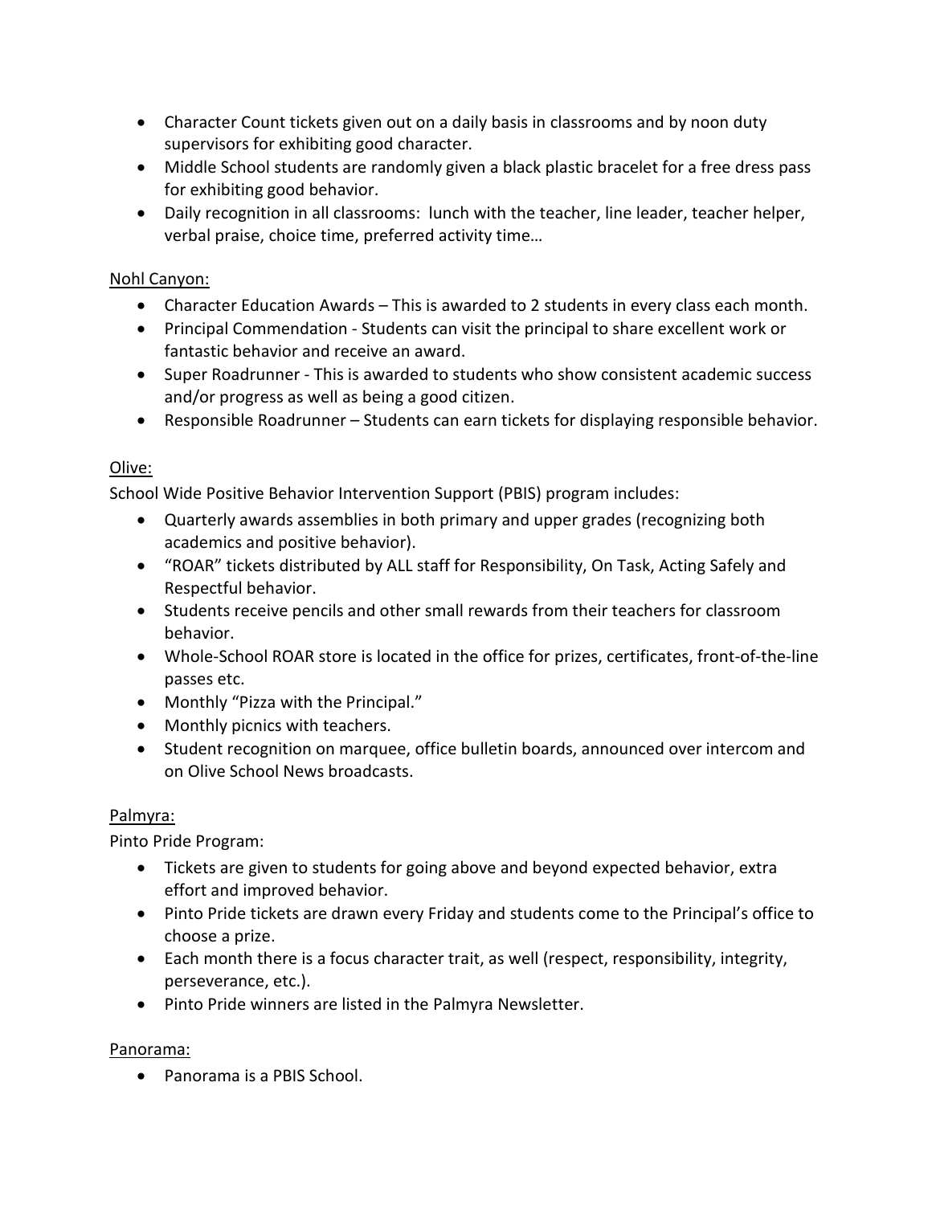- Character Count tickets given out on a daily basis in classrooms and by noon duty supervisors for exhibiting good character.
- Middle School students are randomly given a black plastic bracelet for a free dress pass for exhibiting good behavior.
- Daily recognition in all classrooms: lunch with the teacher, line leader, teacher helper, verbal praise, choice time, preferred activity time…

<u>Nohl Canyon:</u>

- Character Education Awards – This is awarded to 2 students in every class each month.
- Principal Commendation - Students can visit the principal to share excellent work or fantastic behavior and receive an award.
- Super Roadrunner - This is awarded to students who show consistent academic success and/or progress as well as being a good citizen.
- Responsible Roadrunner – Students can earn tickets for displaying responsible behavior.

<u>Olive:</u>

School Wide Positive Behavior Intervention Support (PBIS) program includes:

- Quarterly awards assemblies in both primary and upper grades (recognizing both academics and positive behavior).
- "ROAR" tickets distributed by ALL staff for Responsibility, On Task, Acting Safely and Respectful behavior.
- Students receive pencils and other small rewards from their teachers for classroom behavior.
- Whole-School ROAR store is located in the office for prizes, certificates, front-of-the-line passes etc.
- Monthly "Pizza with the Principal."
- Monthly picnics with teachers.
- Student recognition on marquee, office bulletin boards, announced over intercom and on Olive School News broadcasts.

<u>Palmyra:</u>

Pinto Pride Program:

- Tickets are given to students for going above and beyond expected behavior, extra effort and improved behavior.
- Pinto Pride tickets are drawn every Friday and students come to the Principal's office to choose a prize.
- Each month there is a focus character trait, as well (respect, responsibility, integrity, perseverance, etc.).
- Pinto Pride winners are listed in the Palmyra Newsletter.

<u>Panorama:</u>

- Panorama is a PBIS School.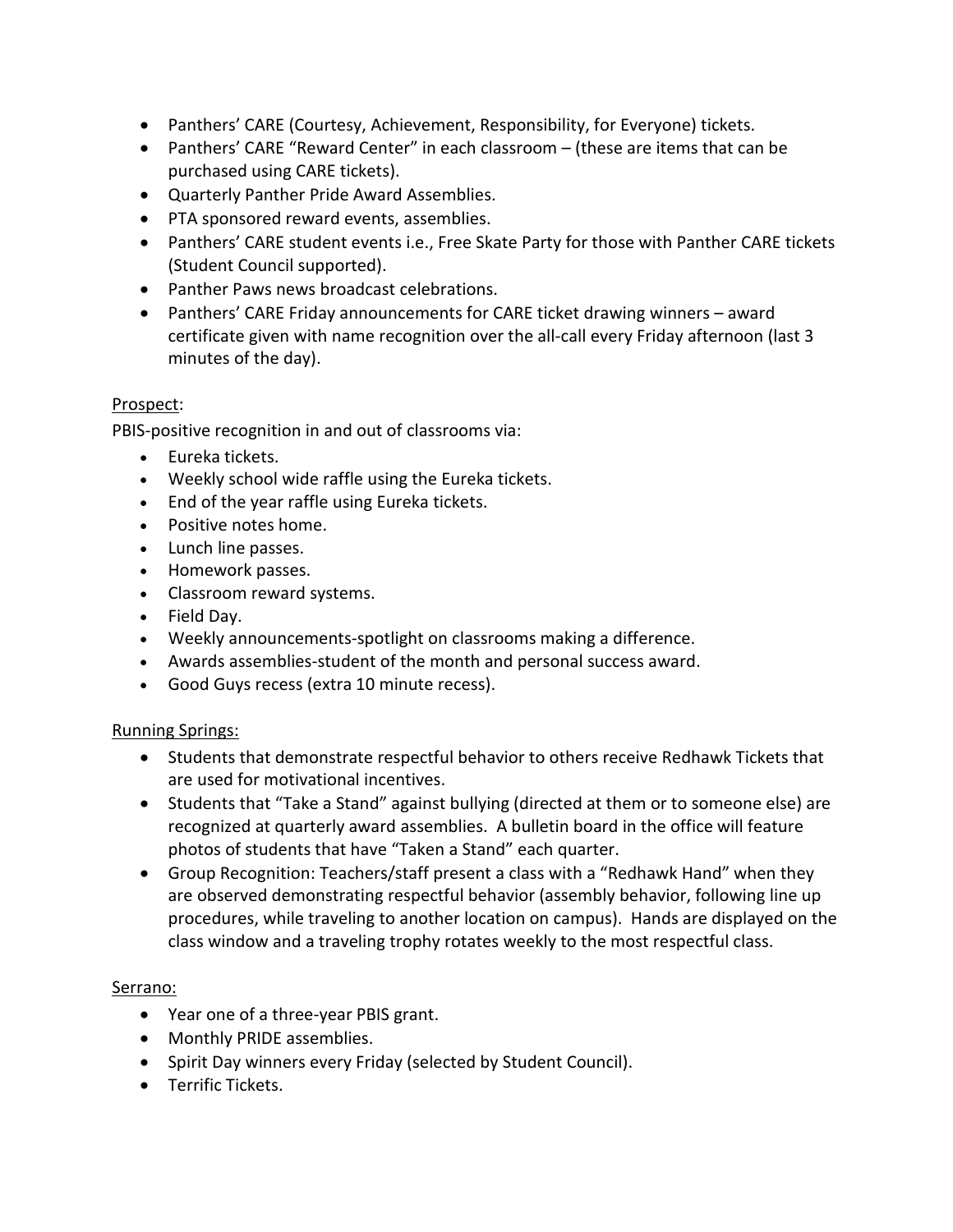- Panthers' CARE (Courtesy, Achievement, Responsibility, for Everyone) tickets.
- Panthers' CARE "Reward Center" in each classroom – (these are items that can be purchased using CARE tickets).
- Quarterly Panther Pride Award Assemblies.
- PTA sponsored reward events, assemblies.
- Panthers' CARE student events i.e., Free Skate Party for those with Panther CARE tickets (Student Council supported).
- Panther Paws news broadcast celebrations.
- Panthers' CARE Friday announcements for CARE ticket drawing winners – award certificate given with name recognition over the all-call every Friday afternoon (last 3 minutes of the day).

<u>Prospect</u>:

PBIS-positive recognition in and out of classrooms via:

- Eureka tickets.
- Weekly school wide raffle using the Eureka tickets.
- End of the year raffle using Eureka tickets.
- Positive notes home.
- Lunch line passes.
- Homework passes.
- Classroom reward systems.
- Field Day.
- Weekly announcements-spotlight on classrooms making a difference.
- Awards assemblies-student of the month and personal success award.
- Good Guys recess (extra 10 minute recess).

<u>Running Springs:</u>

- Students that demonstrate respectful behavior to others receive Redhawk Tickets that are used for motivational incentives.
- Students that "Take a Stand" against bullying (directed at them or to someone else) are recognized at quarterly award assemblies. A bulletin board in the office will feature photos of students that have "Taken a Stand" each quarter.
- Group Recognition: Teachers/staff present a class with a "Redhawk Hand" when they are observed demonstrating respectful behavior (assembly behavior, following line up procedures, while traveling to another location on campus). Hands are displayed on the class window and a traveling trophy rotates weekly to the most respectful class.

<u>Serrano:</u>

- Year one of a three-year PBIS grant.
- Monthly PRIDE assemblies.
- Spirit Day winners every Friday (selected by Student Council).
- Terrific Tickets.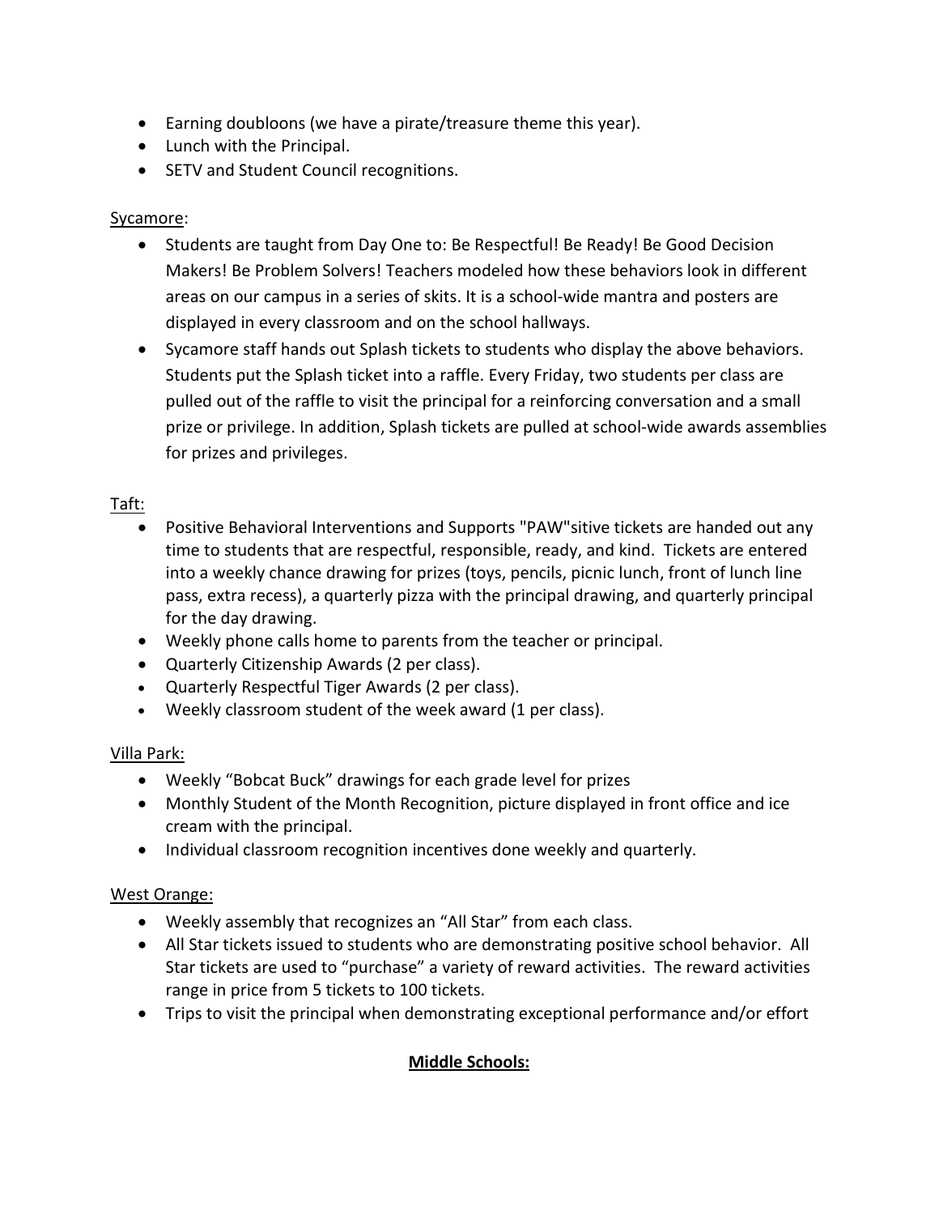- Earning doubloons (we have a pirate/treasure theme this year).
- Lunch with the Principal.
- SETV and Student Council recognitions.

Sycamore:

- Students are taught from Day One to: Be Respectful! Be Ready! Be Good Decision Makers! Be Problem Solvers! Teachers modeled how these behaviors look in different areas on our campus in a series of skits. It is a school-wide mantra and posters are displayed in every classroom and on the school hallways.
- Sycamore staff hands out Splash tickets to students who display the above behaviors. Students put the Splash ticket into a raffle. Every Friday, two students per class are pulled out of the raffle to visit the principal for a reinforcing conversation and a small prize or privilege. In addition, Splash tickets are pulled at school-wide awards assemblies for prizes and privileges.

Taft:

- Positive Behavioral Interventions and Supports "PAW"sitive tickets are handed out any time to students that are respectful, responsible, ready, and kind. Tickets are entered into a weekly chance drawing for prizes (toys, pencils, picnic lunch, front of lunch line pass, extra recess), a quarterly pizza with the principal drawing, and quarterly principal for the day drawing.
- Weekly phone calls home to parents from the teacher or principal.
- Quarterly Citizenship Awards (2 per class).
- Quarterly Respectful Tiger Awards (2 per class).
- Weekly classroom student of the week award (1 per class).

Villa Park:

- Weekly "Bobcat Buck" drawings for each grade level for prizes
- Monthly Student of the Month Recognition, picture displayed in front office and ice cream with the principal.
- Individual classroom recognition incentives done weekly and quarterly.

West Orange:

- Weekly assembly that recognizes an "All Star" from each class.
- All Star tickets issued to students who are demonstrating positive school behavior. All Star tickets are used to "purchase" a variety of reward activities. The reward activities range in price from 5 tickets to 100 tickets.
- Trips to visit the principal when demonstrating exceptional performance and/or effort

**Middle Schools:**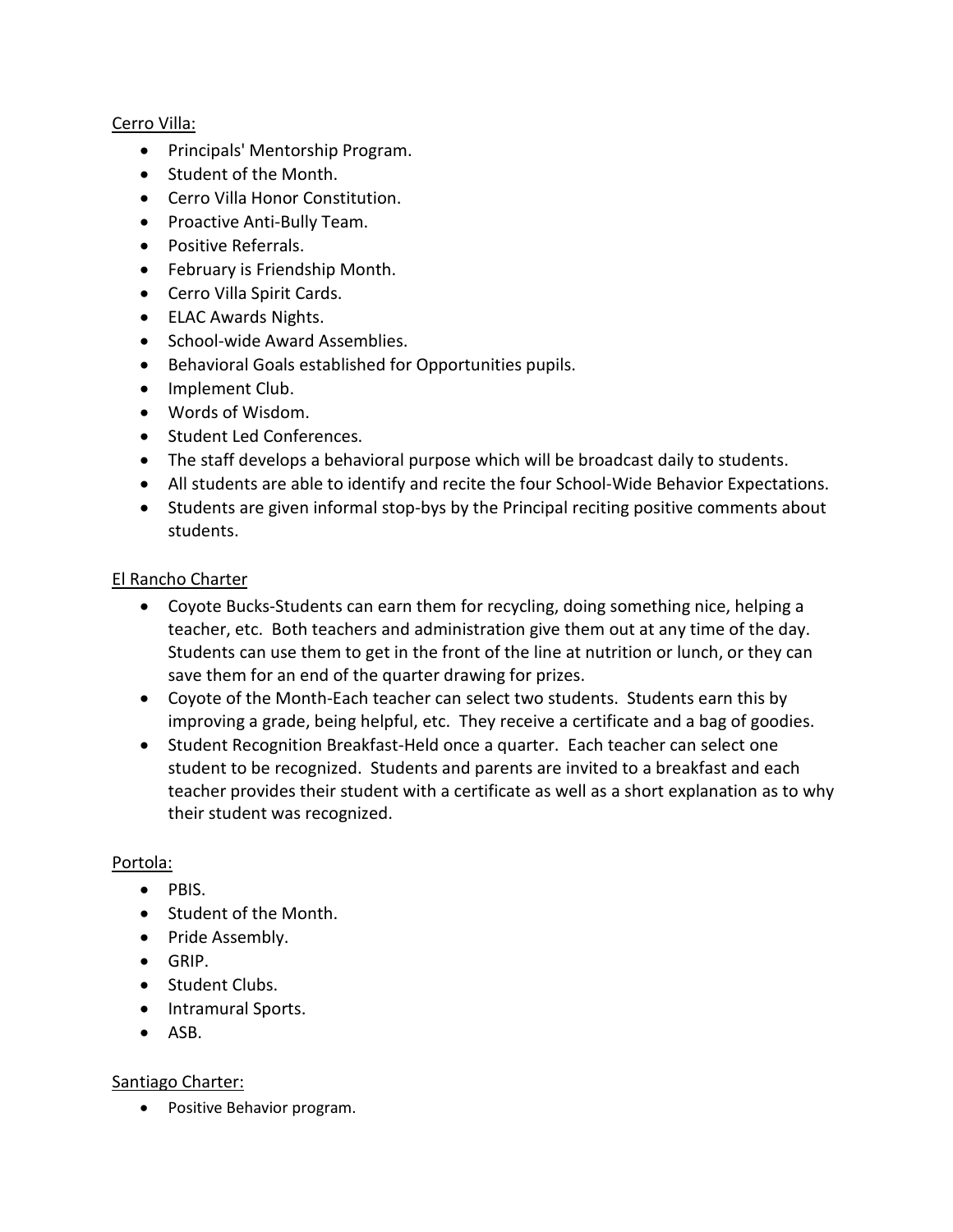Cerro Villa:

- Principals' Mentorship Program.
- Student of the Month.
- Cerro Villa Honor Constitution.
- Proactive Anti-Bully Team.
- Positive Referrals.
- February is Friendship Month.
- Cerro Villa Spirit Cards.
- ELAC Awards Nights.
- School-wide Award Assemblies.
- Behavioral Goals established for Opportunities pupils.
- Implement Club.
- Words of Wisdom.
- Student Led Conferences.
- The staff develops a behavioral purpose which will be broadcast daily to students.
- All students are able to identify and recite the four School-Wide Behavior Expectations.
- Students are given informal stop-bys by the Principal reciting positive comments about students.

El Rancho Charter

- Coyote Bucks-Students can earn them for recycling, doing something nice, helping a teacher, etc. Both teachers and administration give them out at any time of the day. Students can use them to get in the front of the line at nutrition or lunch, or they can save them for an end of the quarter drawing for prizes.
- Coyote of the Month-Each teacher can select two students. Students earn this by improving a grade, being helpful, etc. They receive a certificate and a bag of goodies.
- Student Recognition Breakfast-Held once a quarter. Each teacher can select one student to be recognized. Students and parents are invited to a breakfast and each teacher provides their student with a certificate as well as a short explanation as to why their student was recognized.

Portola:

- PBIS.
- Student of the Month.
- Pride Assembly.
- GRIP.
- Student Clubs.
- Intramural Sports.
- ASB.

Santiago Charter:

- Positive Behavior program.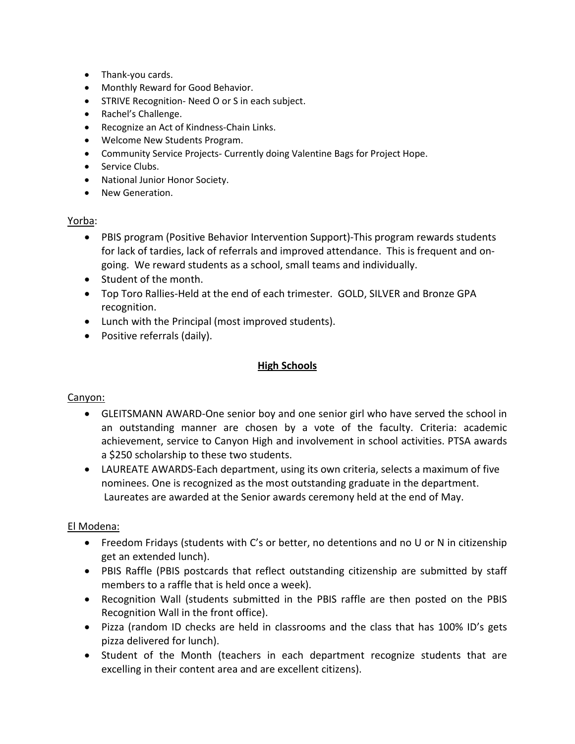- Thank-you cards.
- Monthly Reward for Good Behavior.
- STRIVE Recognition- Need O or S in each subject.
- Rachel's Challenge.
- Recognize an Act of Kindness-Chain Links.
- Welcome New Students Program.
- Community Service Projects- Currently doing Valentine Bags for Project Hope.
- Service Clubs.
- National Junior Honor Society.
- New Generation.

Yorba:

- PBIS program (Positive Behavior Intervention Support)-This program rewards students for lack of tardies, lack of referrals and improved attendance. This is frequent and on-going. We reward students as a school, small teams and individually.
- Student of the month.
- Top Toro Rallies-Held at the end of each trimester. GOLD, SILVER and Bronze GPA recognition.
- Lunch with the Principal (most improved students).
- Positive referrals (daily).

## High Schools

Canyon:

- GLEITSMANN AWARD-One senior boy and one senior girl who have served the school in an outstanding manner are chosen by a vote of the faculty. Criteria: academic achievement, service to Canyon High and involvement in school activities. PTSA awards a $250 scholarship to these two students.
- LAUREATE AWARDS-Each department, using its own criteria, selects a maximum of five nominees. One is recognized as the most outstanding graduate in the department. Laureates are awarded at the Senior awards ceremony held at the end of May.

El Modena:

- Freedom Fridays (students with C's or better, no detentions and no U or N in citizenship get an extended lunch).
- PBIS Raffle (PBIS postcards that reflect outstanding citizenship are submitted by staff members to a raffle that is held once a week).
- Recognition Wall (students submitted in the PBIS raffle are then posted on the PBIS Recognition Wall in the front office).
- Pizza (random ID checks are held in classrooms and the class that has 100% ID's gets pizza delivered for lunch).
- Student of the Month (teachers in each department recognize students that are excelling in their content area and are excellent citizens).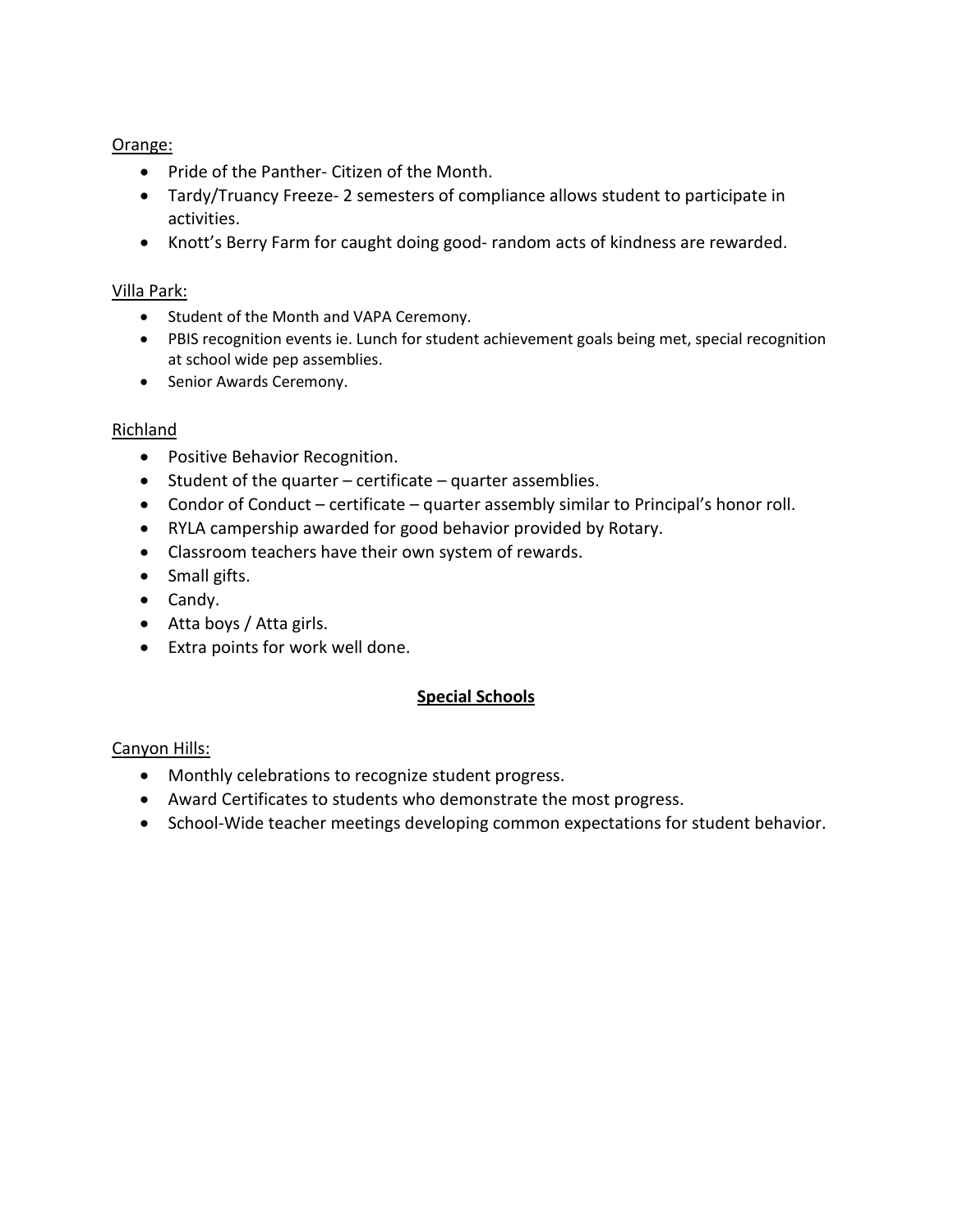Orange:

- Pride of the Panther- Citizen of the Month.
- Tardy/Truancy Freeze- 2 semesters of compliance allows student to participate in activities.
- Knott's Berry Farm for caught doing good- random acts of kindness are rewarded.

Villa Park:

- Student of the Month and VAPA Ceremony.
- PBIS recognition events ie. Lunch for student achievement goals being met, special recognition at school wide pep assemblies.
- Senior Awards Ceremony.

Richland

- Positive Behavior Recognition.
- Student of the quarter – certificate – quarter assemblies.
- Condor of Conduct – certificate – quarter assembly similar to Principal's honor roll.
- RYLA campership awarded for good behavior provided by Rotary.
- Classroom teachers have their own system of rewards.
- Small gifts.
- Candy.
- Atta boys / Atta girls.
- Extra points for work well done.

## Special Schools

Canyon Hills:

- Monthly celebrations to recognize student progress.
- Award Certificates to students who demonstrate the most progress.
- School-Wide teacher meetings developing common expectations for student behavior.